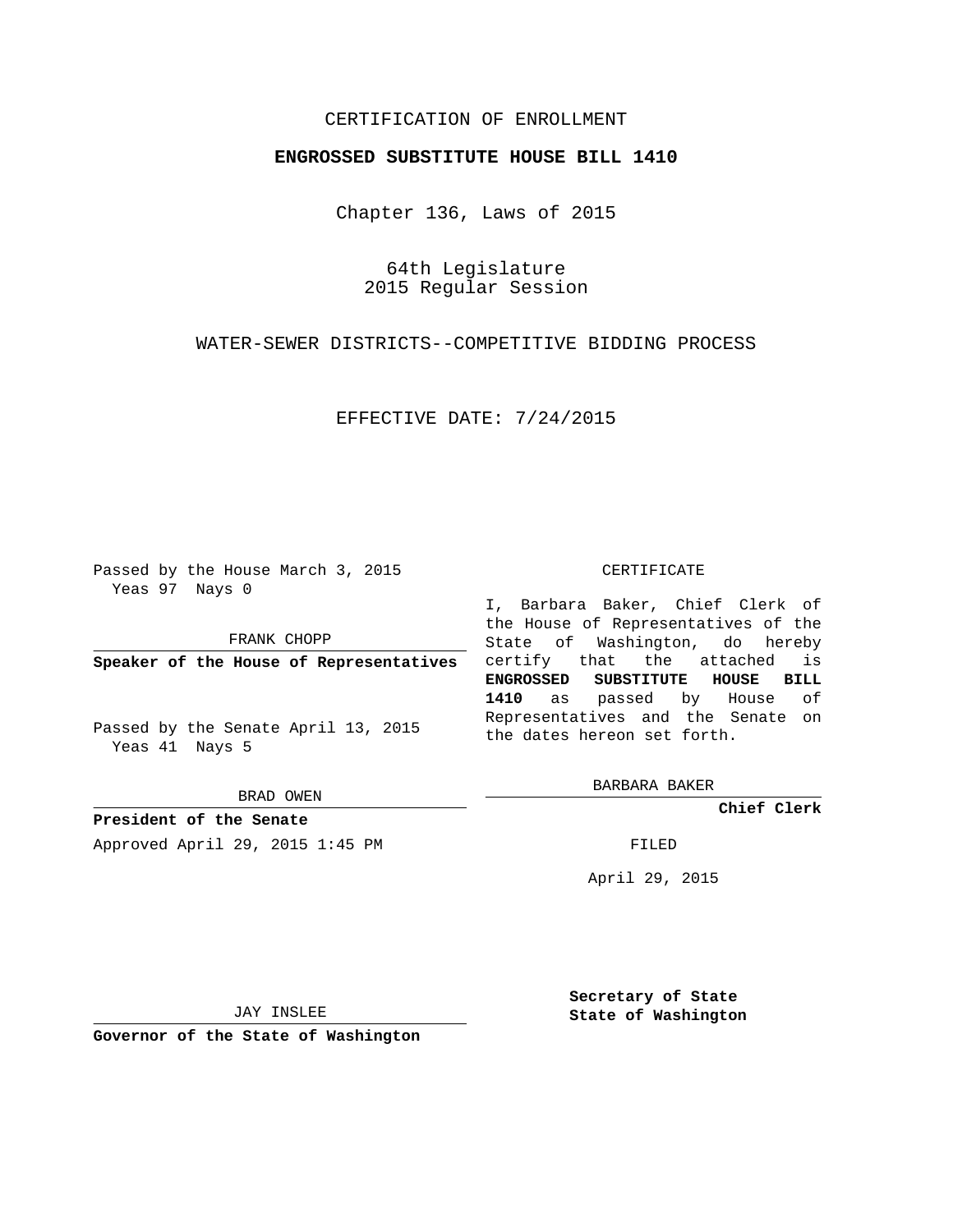CERTIFICATION OF ENROLLMENT

**ENGROSSED SUBSTITUTE HOUSE BILL 1410**

Chapter 136, Laws of 2015

64th Legislature
2015 Regular Session

WATER-SEWER DISTRICTS--COMPETITIVE BIDDING PROCESS

EFFECTIVE DATE: 7/24/2015

Passed by the House March 3, 2015
Yeas 97 Nays 0

FRANK CHOPP

**Speaker of the House of Representatives**

Passed by the Senate April 13, 2015
Yeas 41 Nays 5

BRAD OWEN

**President of the Senate**

Approved April 29, 2015 1:45 PM

JAY INSLEE

**Governor of the State of Washington**

CERTIFICATE

I, Barbara Baker, Chief Clerk of the House of Representatives of the State of Washington, do hereby certify that the attached is **ENGROSSED SUBSTITUTE HOUSE BILL 1410** as passed by House of Representatives and the Senate on the dates hereon set forth.

BARBARA BAKER

**Chief Clerk**

FILED

April 29, 2015

**Secretary of State**
**State of Washington**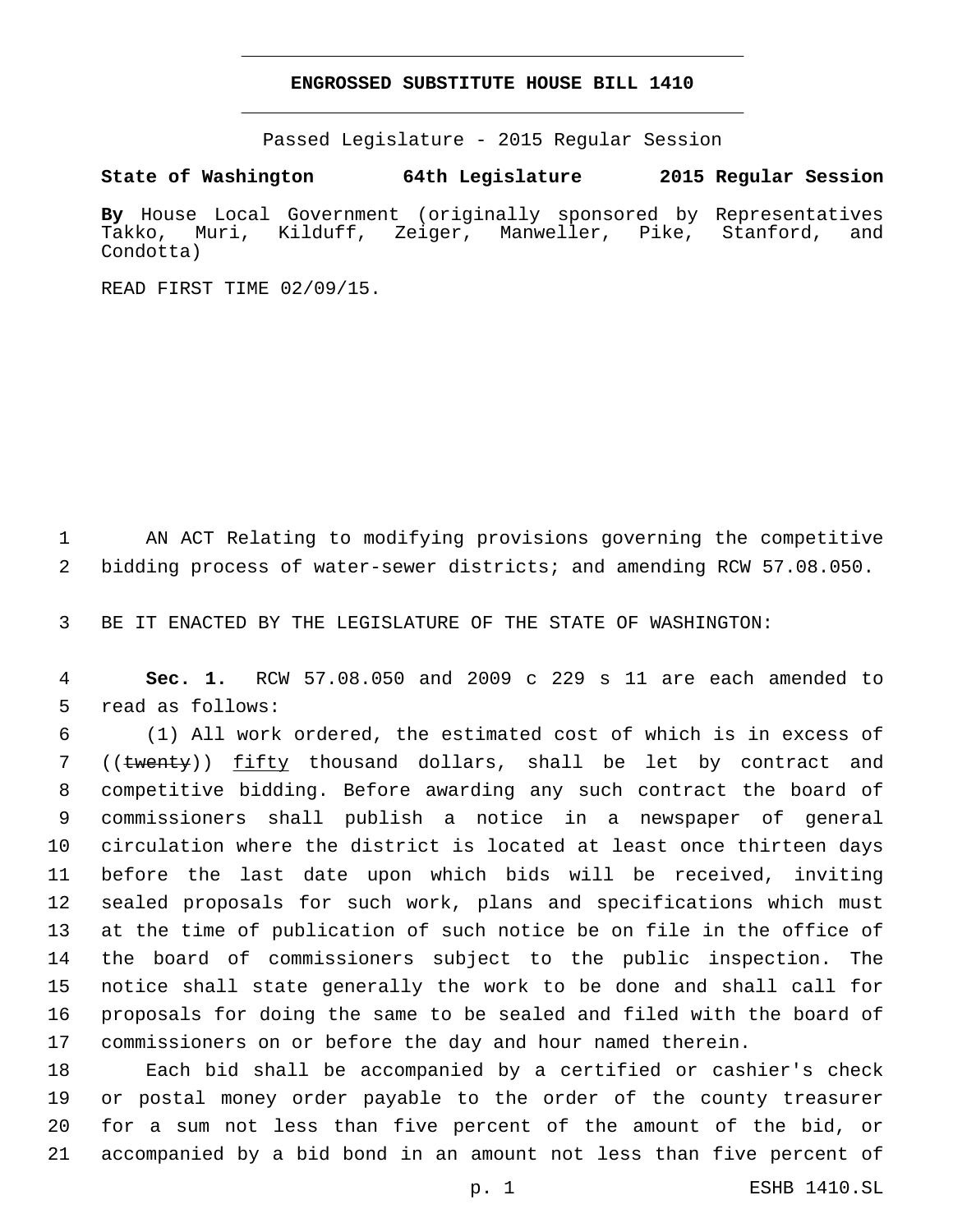# ENGROSSED SUBSTITUTE HOUSE BILL 1410

Passed Legislature - 2015 Regular Session

**State of Washington 64th Legislature 2015 Regular Session**

**By** House Local Government (originally sponsored by Representatives Takko, Muri, Kilduff, Zeiger, Manweller, Pike, Stanford, and Condotta)

READ FIRST TIME 02/09/15.

AN ACT Relating to modifying provisions governing the competitive bidding process of water-sewer districts; and amending RCW 57.08.050.

BE IT ENACTED BY THE LEGISLATURE OF THE STATE OF WASHINGTON:

**Sec. 1.** RCW 57.08.050 and 2009 c 229 s 11 are each amended to read as follows:

(1) All work ordered, the estimated cost of which is in excess of ((~~twenty~~)) <u>fifty</u> thousand dollars, shall be let by contract and competitive bidding. Before awarding any such contract the board of commissioners shall publish a notice in a newspaper of general circulation where the district is located at least once thirteen days before the last date upon which bids will be received, inviting sealed proposals for such work, plans and specifications which must at the time of publication of such notice be on file in the office of the board of commissioners subject to the public inspection. The notice shall state generally the work to be done and shall call for proposals for doing the same to be sealed and filed with the board of commissioners on or before the day and hour named therein.

Each bid shall be accompanied by a certified or cashier's check or postal money order payable to the order of the county treasurer for a sum not less than five percent of the amount of the bid, or accompanied by a bid bond in an amount not less than five percent of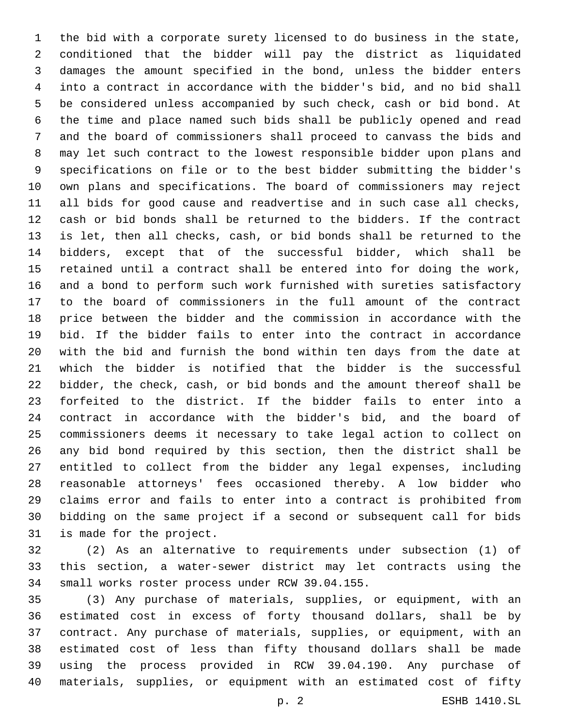the bid with a corporate surety licensed to do business in the state, conditioned that the bidder will pay the district as liquidated damages the amount specified in the bond, unless the bidder enters into a contract in accordance with the bidder's bid, and no bid shall be considered unless accompanied by such check, cash or bid bond. At the time and place named such bids shall be publicly opened and read and the board of commissioners shall proceed to canvass the bids and may let such contract to the lowest responsible bidder upon plans and specifications on file or to the best bidder submitting the bidder's own plans and specifications. The board of commissioners may reject all bids for good cause and readvertise and in such case all checks, cash or bid bonds shall be returned to the bidders. If the contract is let, then all checks, cash, or bid bonds shall be returned to the bidders, except that of the successful bidder, which shall be retained until a contract shall be entered into for doing the work, and a bond to perform such work furnished with sureties satisfactory to the board of commissioners in the full amount of the contract price between the bidder and the commission in accordance with the bid. If the bidder fails to enter into the contract in accordance with the bid and furnish the bond within ten days from the date at which the bidder is notified that the bidder is the successful bidder, the check, cash, or bid bonds and the amount thereof shall be forfeited to the district. If the bidder fails to enter into a contract in accordance with the bidder's bid, and the board of commissioners deems it necessary to take legal action to collect on any bid bond required by this section, then the district shall be entitled to collect from the bidder any legal expenses, including reasonable attorneys' fees occasioned thereby. A low bidder who claims error and fails to enter into a contract is prohibited from bidding on the same project if a second or subsequent call for bids is made for the project.

(2) As an alternative to requirements under subsection (1) of this section, a water-sewer district may let contracts using the small works roster process under RCW 39.04.155.

(3) Any purchase of materials, supplies, or equipment, with an estimated cost in excess of forty thousand dollars, shall be by contract. Any purchase of materials, supplies, or equipment, with an estimated cost of less than fifty thousand dollars shall be made using the process provided in RCW 39.04.190. Any purchase of materials, supplies, or equipment with an estimated cost of fifty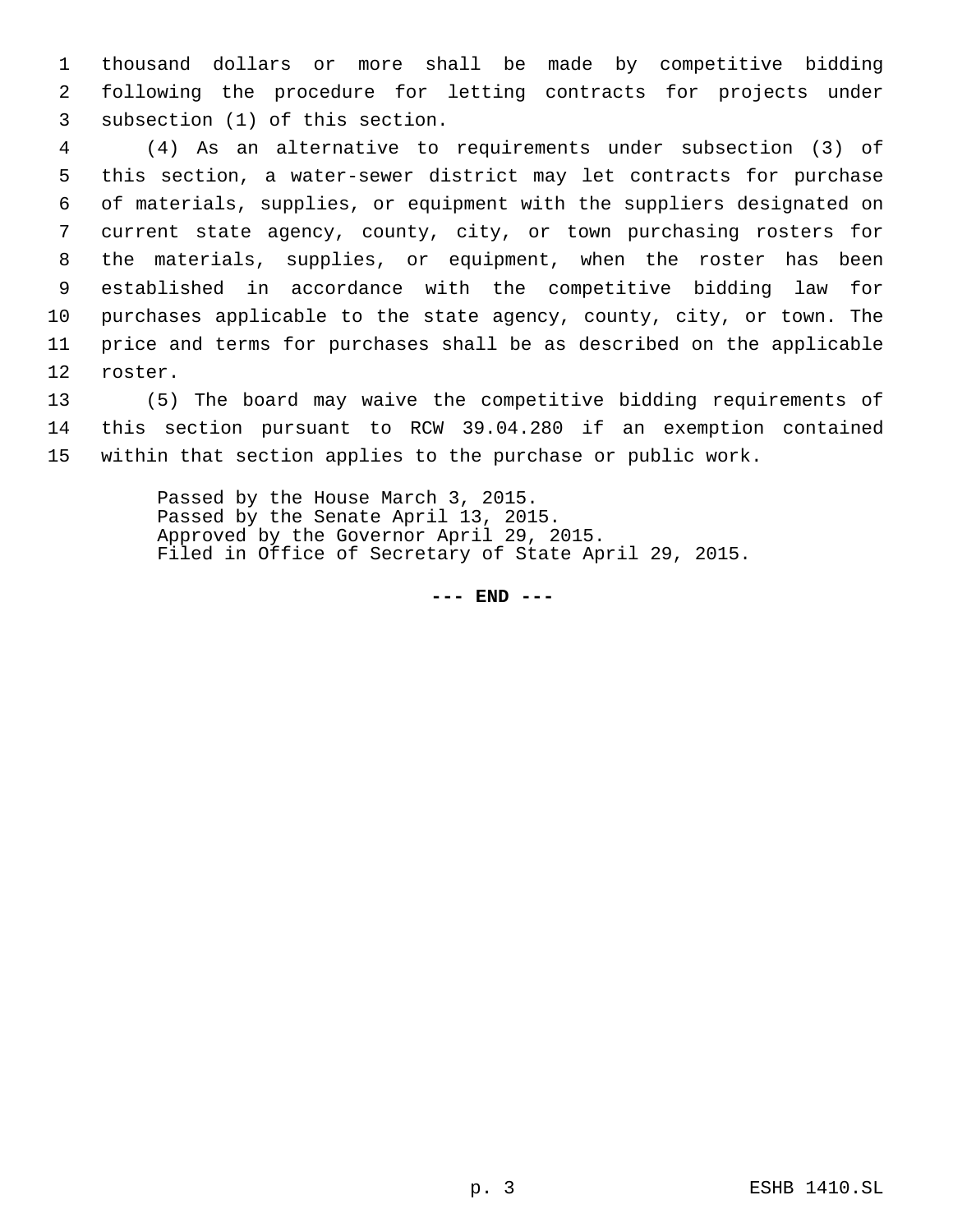thousand dollars or more shall be made by competitive bidding following the procedure for letting contracts for projects under subsection (1) of this section.

(4) As an alternative to requirements under subsection (3) of this section, a water-sewer district may let contracts for purchase of materials, supplies, or equipment with the suppliers designated on current state agency, county, city, or town purchasing rosters for the materials, supplies, or equipment, when the roster has been established in accordance with the competitive bidding law for purchases applicable to the state agency, county, city, or town. The price and terms for purchases shall be as described on the applicable roster.

(5) The board may waive the competitive bidding requirements of this section pursuant to RCW 39.04.280 if an exemption contained within that section applies to the purchase or public work.

Passed by the House March 3, 2015.
Passed by the Senate April 13, 2015.
Approved by the Governor April 29, 2015.
Filed in Office of Secretary of State April 29, 2015.

**--- END ---**